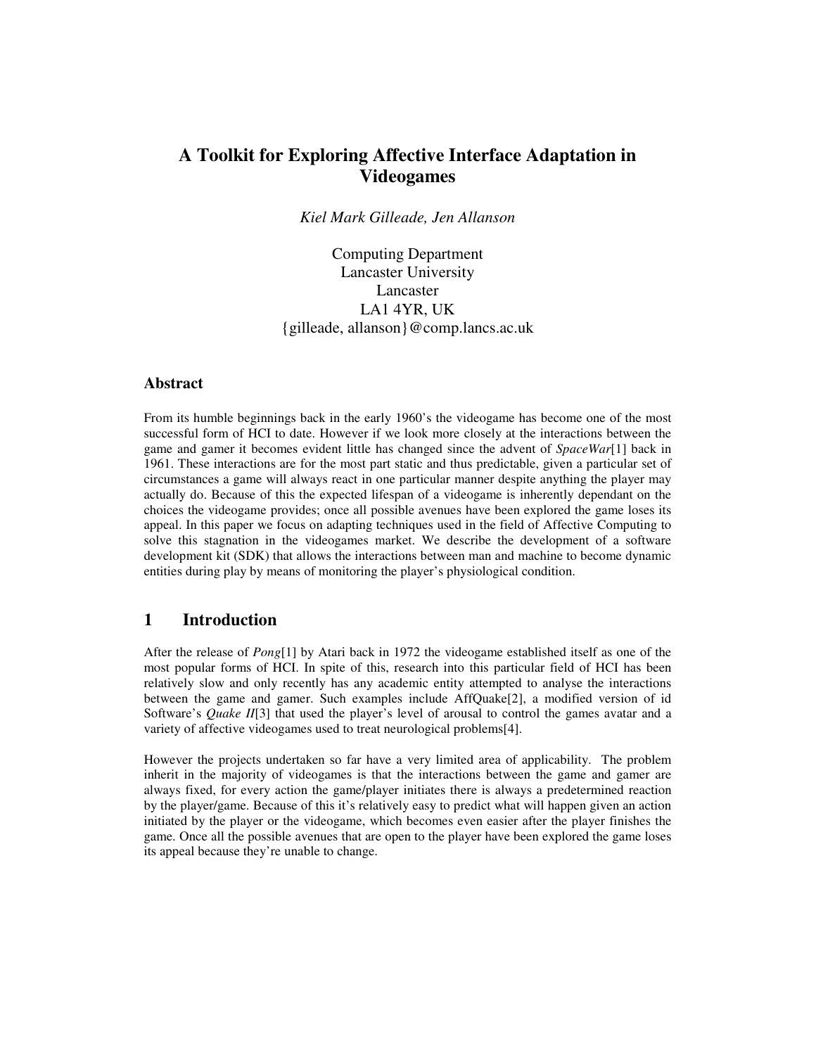# A Toolkit for Exploring Affective Interface Adaptation in Videogames

*Kiel Mark Gilleade, Jen Allanson*

Computing Department
Lancaster University
Lancaster
LA1 4YR, UK
{gilleade, allanson}@comp.lancs.ac.uk

## Abstract

From its humble beginnings back in the early 1960's the videogame has become one of the most successful form of HCI to date. However if we look more closely at the interactions between the game and gamer it becomes evident little has changed since the advent of *SpaceWar*[1] back in 1961. These interactions are for the most part static and thus predictable, given a particular set of circumstances a game will always react in one particular manner despite anything the player may actually do. Because of this the expected lifespan of a videogame is inherently dependant on the choices the videogame provides; once all possible avenues have been explored the game loses its appeal. In this paper we focus on adapting techniques used in the field of Affective Computing to solve this stagnation in the videogames market. We describe the development of a software development kit (SDK) that allows the interactions between man and machine to become dynamic entities during play by means of monitoring the player's physiological condition.

## 1 Introduction

After the release of *Pong*[1] by Atari back in 1972 the videogame established itself as one of the most popular forms of HCI. In spite of this, research into this particular field of HCI has been relatively slow and only recently has any academic entity attempted to analyse the interactions between the game and gamer. Such examples include AffQuake[2], a modified version of id Software's *Quake II*[3] that used the player's level of arousal to control the games avatar and a variety of affective videogames used to treat neurological problems[4].

However the projects undertaken so far have a very limited area of applicability. The problem inherit in the majority of videogames is that the interactions between the game and gamer are always fixed, for every action the game/player initiates there is always a predetermined reaction by the player/game. Because of this it's relatively easy to predict what will happen given an action initiated by the player or the videogame, which becomes even easier after the player finishes the game. Once all the possible avenues that are open to the player have been explored the game loses its appeal because they're unable to change.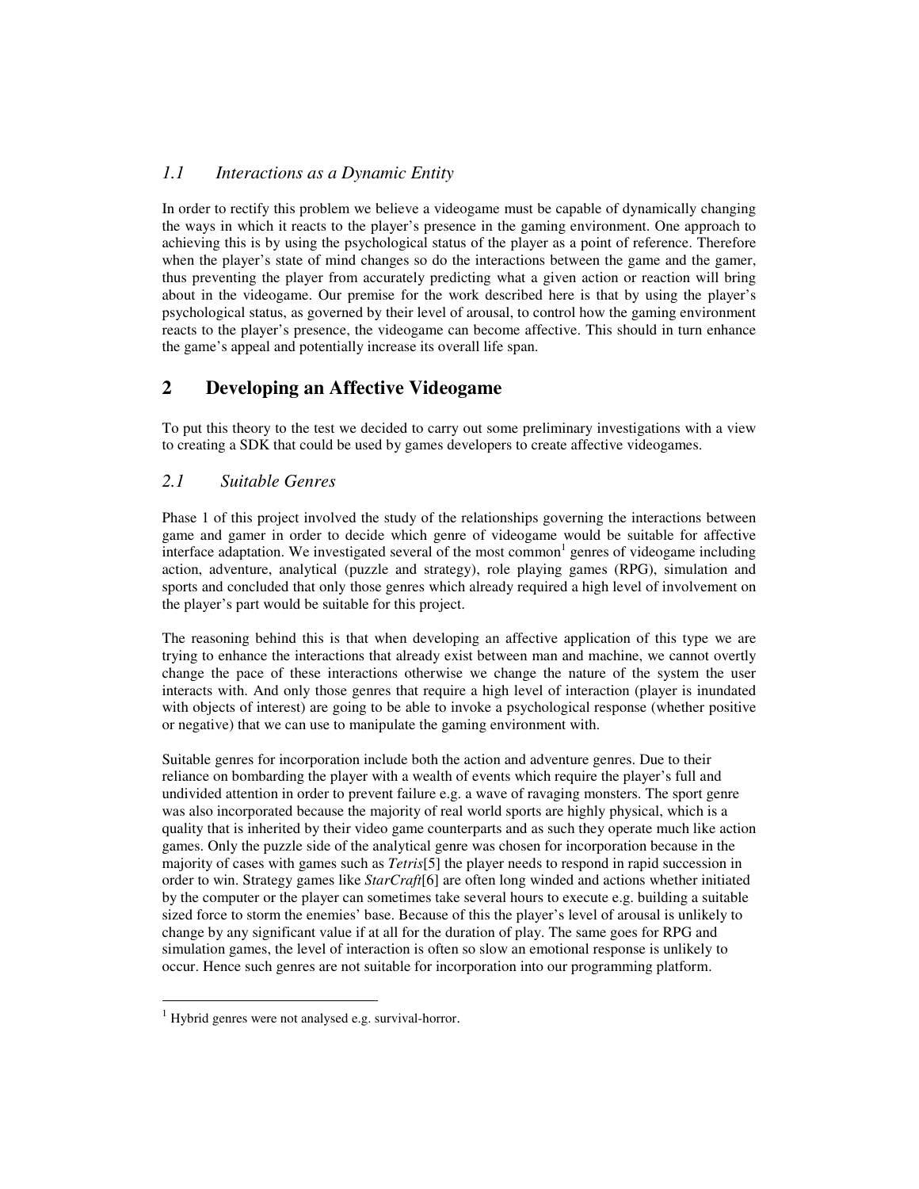### *1.1 Interactions as a Dynamic Entity*

In order to rectify this problem we believe a videogame must be capable of dynamically changing the ways in which it reacts to the player's presence in the gaming environment. One approach to achieving this is by using the psychological status of the player as a point of reference. Therefore when the player's state of mind changes so do the interactions between the game and the gamer, thus preventing the player from accurately predicting what a given action or reaction will bring about in the videogame. Our premise for the work described here is that by using the player's psychological status, as governed by their level of arousal, to control how the gaming environment reacts to the player's presence, the videogame can become affective. This should in turn enhance the game's appeal and potentially increase its overall life span.

## 2 Developing an Affective Videogame

To put this theory to the test we decided to carry out some preliminary investigations with a view to creating a SDK that could be used by games developers to create affective videogames.

### *2.1 Suitable Genres*

Phase 1 of this project involved the study of the relationships governing the interactions between game and gamer in order to decide which genre of videogame would be suitable for affective interface adaptation. We investigated several of the most common[1] genres of videogame including action, adventure, analytical (puzzle and strategy), role playing games (RPG), simulation and sports and concluded that only those genres which already required a high level of involvement on the player's part would be suitable for this project.

The reasoning behind this is that when developing an affective application of this type we are trying to enhance the interactions that already exist between man and machine, we cannot overtly change the pace of these interactions otherwise we change the nature of the system the user interacts with. And only those genres that require a high level of interaction (player is inundated with objects of interest) are going to be able to invoke a psychological response (whether positive or negative) that we can use to manipulate the gaming environment with.

Suitable genres for incorporation include both the action and adventure genres. Due to their reliance on bombarding the player with a wealth of events which require the player's full and undivided attention in order to prevent failure e.g. a wave of ravaging monsters. The sport genre was also incorporated because the majority of real world sports are highly physical, which is a quality that is inherited by their video game counterparts and as such they operate much like action games. Only the puzzle side of the analytical genre was chosen for incorporation because in the majority of cases with games such as *Tetris*[5] the player needs to respond in rapid succession in order to win. Strategy games like *StarCraft*[6] are often long winded and actions whether initiated by the computer or the player can sometimes take several hours to execute e.g. building a suitable sized force to storm the enemies' base. Because of this the player's level of arousal is unlikely to change by any significant value if at all for the duration of play. The same goes for RPG and simulation games, the level of interaction is often so slow an emotional response is unlikely to occur. Hence such genres are not suitable for incorporation into our programming platform.

[1] Hybrid genres were not analysed e.g. survival-horror.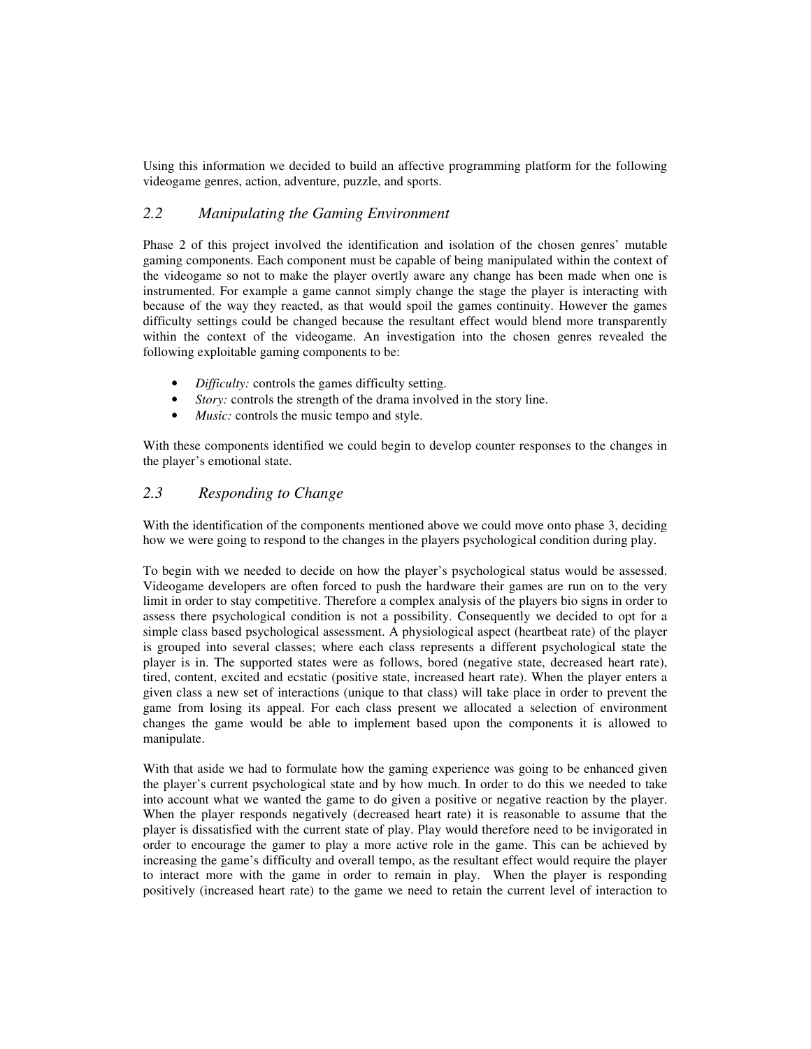Using this information we decided to build an affective programming platform for the following videogame genres, action, adventure, puzzle, and sports.

## 2.2 Manipulating the Gaming Environment

Phase 2 of this project involved the identification and isolation of the chosen genres' mutable gaming components. Each component must be capable of being manipulated within the context of the videogame so not to make the player overtly aware any change has been made when one is instrumented. For example a game cannot simply change the stage the player is interacting with because of the way they reacted, as that would spoil the games continuity. However the games difficulty settings could be changed because the resultant effect would blend more transparently within the context of the videogame. An investigation into the chosen genres revealed the following exploitable gaming components to be:

- *Difficulty:* controls the games difficulty setting.
- *Story:* controls the strength of the drama involved in the story line.
- *Music:* controls the music tempo and style.

With these components identified we could begin to develop counter responses to the changes in the player's emotional state.

## 2.3 Responding to Change

With the identification of the components mentioned above we could move onto phase 3, deciding how we were going to respond to the changes in the players psychological condition during play.

To begin with we needed to decide on how the player's psychological status would be assessed. Videogame developers are often forced to push the hardware their games are run on to the very limit in order to stay competitive. Therefore a complex analysis of the players bio signs in order to assess there psychological condition is not a possibility. Consequently we decided to opt for a simple class based psychological assessment. A physiological aspect (heartbeat rate) of the player is grouped into several classes; where each class represents a different psychological state the player is in. The supported states were as follows, bored (negative state, decreased heart rate), tired, content, excited and ecstatic (positive state, increased heart rate). When the player enters a given class a new set of interactions (unique to that class) will take place in order to prevent the game from losing its appeal. For each class present we allocated a selection of environment changes the game would be able to implement based upon the components it is allowed to manipulate.

With that aside we had to formulate how the gaming experience was going to be enhanced given the player's current psychological state and by how much. In order to do this we needed to take into account what we wanted the game to do given a positive or negative reaction by the player. When the player responds negatively (decreased heart rate) it is reasonable to assume that the player is dissatisfied with the current state of play. Play would therefore need to be invigorated in order to encourage the gamer to play a more active role in the game. This can be achieved by increasing the game's difficulty and overall tempo, as the resultant effect would require the player to interact more with the game in order to remain in play. When the player is responding positively (increased heart rate) to the game we need to retain the current level of interaction to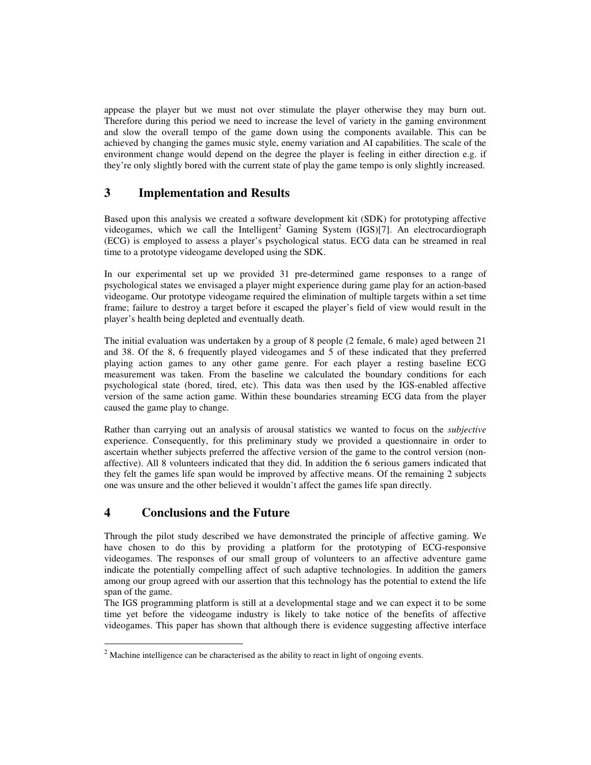appease the player but we must not over stimulate the player otherwise they may burn out. Therefore during this period we need to increase the level of variety in the gaming environment and slow the overall tempo of the game down using the components available. This can be achieved by changing the games music style, enemy variation and AI capabilities. The scale of the environment change would depend on the degree the player is feeling in either direction e.g. if they're only slightly bored with the current state of play the game tempo is only slightly increased.

## 3 Implementation and Results

Based upon this analysis we created a software development kit (SDK) for prototyping affective videogames, which we call the Intelligent[2] Gaming System (IGS)[7]. An electrocardiograph (ECG) is employed to assess a player's psychological status. ECG data can be streamed in real time to a prototype videogame developed using the SDK.

In our experimental set up we provided 31 pre-determined game responses to a range of psychological states we envisaged a player might experience during game play for an action-based videogame. Our prototype videogame required the elimination of multiple targets within a set time frame; failure to destroy a target before it escaped the player's field of view would result in the player's health being depleted and eventually death.

The initial evaluation was undertaken by a group of 8 people (2 female, 6 male) aged between 21 and 38. Of the 8, 6 frequently played videogames and 5 of these indicated that they preferred playing action games to any other game genre. For each player a resting baseline ECG measurement was taken. From the baseline we calculated the boundary conditions for each psychological state (bored, tired, etc). This data was then used by the IGS-enabled affective version of the same action game. Within these boundaries streaming ECG data from the player caused the game play to change.

Rather than carrying out an analysis of arousal statistics we wanted to focus on the *subjective* experience. Consequently, for this preliminary study we provided a questionnaire in order to ascertain whether subjects preferred the affective version of the game to the control version (non-affective). All 8 volunteers indicated that they did. In addition the 6 serious gamers indicated that they felt the games life span would be improved by affective means. Of the remaining 2 subjects one was unsure and the other believed it wouldn't affect the games life span directly.

## 4 Conclusions and the Future

Through the pilot study described we have demonstrated the principle of affective gaming. We have chosen to do this by providing a platform for the prototyping of ECG-responsive videogames. The responses of our small group of volunteers to an affective adventure game indicate the potentially compelling affect of such adaptive technologies. In addition the gamers among our group agreed with our assertion that this technology has the potential to extend the life span of the game.

The IGS programming platform is still at a developmental stage and we can expect it to be some time yet before the videogame industry is likely to take notice of the benefits of affective videogames. This paper has shown that although there is evidence suggesting affective interface

[2] Machine intelligence can be characterised as the ability to react in light of ongoing events.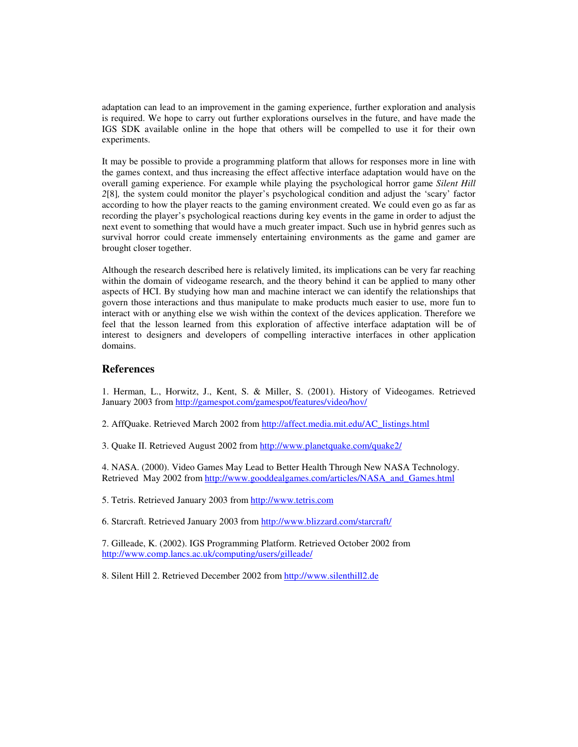adaptation can lead to an improvement in the gaming experience, further exploration and analysis is required. We hope to carry out further explorations ourselves in the future, and have made the IGS SDK available online in the hope that others will be compelled to use it for their own experiments.

It may be possible to provide a programming platform that allows for responses more in line with the games context, and thus increasing the effect affective interface adaptation would have on the overall gaming experience. For example while playing the psychological horror game *Silent Hill 2*[8], the system could monitor the player's psychological condition and adjust the 'scary' factor according to how the player reacts to the gaming environment created. We could even go as far as recording the player's psychological reactions during key events in the game in order to adjust the next event to something that would have a much greater impact. Such use in hybrid genres such as survival horror could create immensely entertaining environments as the game and gamer are brought closer together.

Although the research described here is relatively limited, its implications can be very far reaching within the domain of videogame research, and the theory behind it can be applied to many other aspects of HCI. By studying how man and machine interact we can identify the relationships that govern those interactions and thus manipulate to make products much easier to use, more fun to interact with or anything else we wish within the context of the devices application. Therefore we feel that the lesson learned from this exploration of affective interface adaptation will be of interest to designers and developers of compelling interactive interfaces in other application domains.

## References

1. Herman, L., Horwitz, J., Kent, S. & Miller, S. (2001). History of Videogames. Retrieved January 2003 from http://gamespot.com/gamespot/features/video/hov/

2. AffQuake. Retrieved March 2002 from http://affect.media.mit.edu/AC_listings.html

3. Quake II. Retrieved August 2002 from http://www.planetquake.com/quake2/

4. NASA. (2000). Video Games May Lead to Better Health Through New NASA Technology. Retrieved May 2002 from http://www.gooddealgames.com/articles/NASA_and_Games.html

5. Tetris. Retrieved January 2003 from http://www.tetris.com

6. Starcraft. Retrieved January 2003 from http://www.blizzard.com/starcraft/

7. Gilleade, K. (2002). IGS Programming Platform. Retrieved October 2002 from http://www.comp.lancs.ac.uk/computing/users/gilleade/

8. Silent Hill 2. Retrieved December 2002 from http://www.silenthill2.de